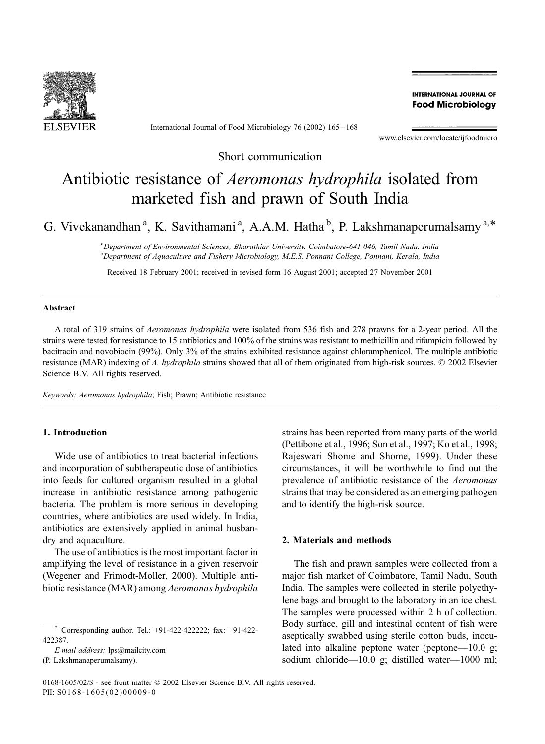Short communication

# Antibiotic resistance of *Aeromonas hydrophila* isolated from marketed fish and prawn of South India

G. Vivekanandhan [a], K. Savithamani [a], A.A.M. Hatha [b], P. Lakshmanaperumalsamy [a,*]

[a] Department of Environmental Sciences, Bharathiar University, Coimbatore-641 046, Tamil Nadu, India
[b] Department of Aquaculture and Fishery Microbiology, M.E.S. Ponnani College, Ponnani, Kerala, India

Received 18 February 2001; received in revised form 16 August 2001; accepted 27 November 2001

## Abstract

A total of 319 strains of *Aeromonas hydrophila* were isolated from 536 fish and 278 prawns for a 2-year period. All the strains were tested for resistance to 15 antibiotics and 100% of the strains was resistant to methicillin and rifampicin followed by bacitracin and novobiocin (99%). Only 3% of the strains exhibited resistance against chloramphenicol. The multiple antibiotic resistance (MAR) indexing of *A. hydrophila* strains showed that all of them originated from high-risk sources. © 2002 Elsevier Science B.V. All rights reserved.

*Keywords:* *Aeromonas hydrophila*; Fish; Prawn; Antibiotic resistance

## 1. Introduction

Wide use of antibiotics to treat bacterial infections and incorporation of subtherapeutic dose of antibiotics into feeds for cultured organism resulted in a global increase in antibiotic resistance among pathogenic bacteria. The problem is more serious in developing countries, where antibiotics are used widely. In India, antibiotics are extensively applied in animal husbandry and aquaculture.

The use of antibiotics is the most important factor in amplifying the level of resistance in a given reservoir (Wegener and Frimodt-Moller, 2000). Multiple antibiotic resistance (MAR) among *Aeromonas hydrophila* strains has been reported from many parts of the world (Pettibone et al., 1996; Son et al., 1997; Ko et al., 1998; Rajeswari Shome and Shome, 1999). Under these circumstances, it will be worthwhile to find out the prevalence of antibiotic resistance of the *Aeromonas* strains that may be considered as an emerging pathogen and to identify the high-risk source.

## 2. Materials and methods

The fish and prawn samples were collected from a major fish market of Coimbatore, Tamil Nadu, South India. The samples were collected in sterile polyethylene bags and brought to the laboratory in an ice chest. The samples were processed within 2 h of collection. Body surface, gill and intestinal content of fish were aseptically swabbed using sterile cotton buds, inoculated into alkaline peptone water (peptone—10.0 g; sodium chloride—10.0 g; distilled water—1000 ml;

* Corresponding author. Tel.: +91-422-422222; fax: +91-422-422387.
*E-mail address:* lps@mailcity.com (P. Lakshmanaperumalsamy).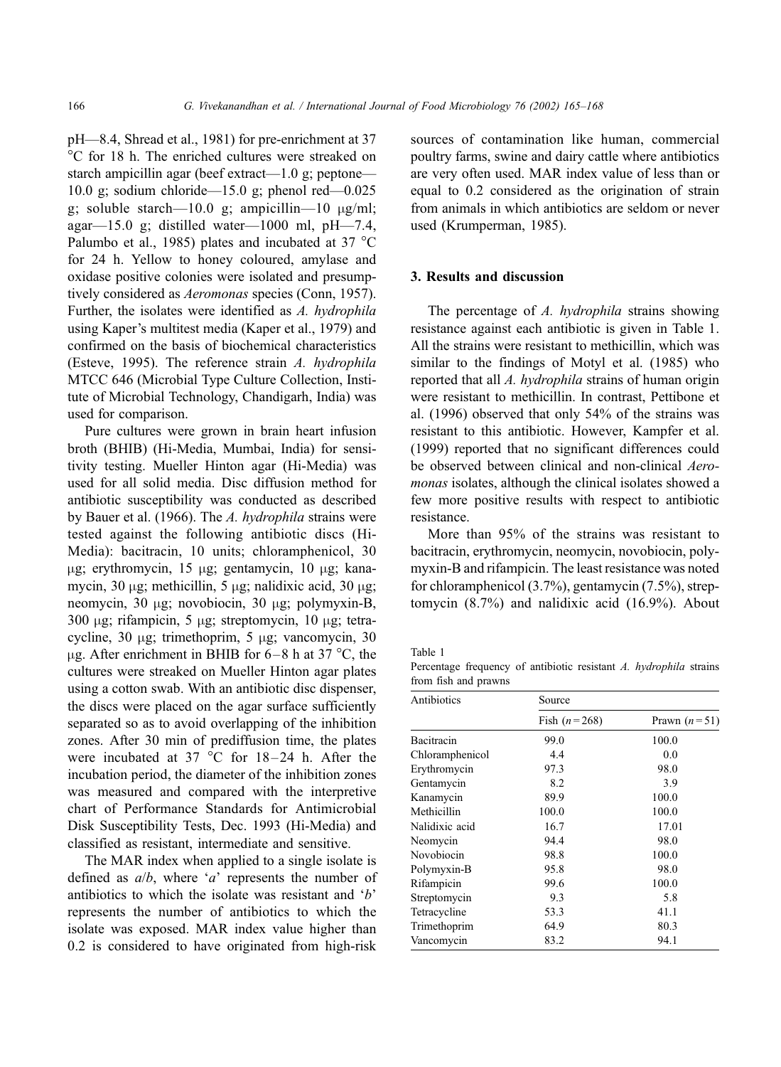pH—8.4, Shread et al., 1981) for pre-enrichment at 37 °C for 18 h. The enriched cultures were streaked on starch ampicillin agar (beef extract—1.0 g; peptone—10.0 g; sodium chloride—15.0 g; phenol red—0.025 g; soluble starch—10.0 g; ampicillin—10 μg/ml; agar—15.0 g; distilled water—1000 ml, pH—7.4, Palumbo et al., 1985) plates and incubated at 37 °C for 24 h. Yellow to honey coloured, amylase and oxidase positive colonies were isolated and presumptively considered as *Aeromonas* species (Conn, 1957). Further, the isolates were identified as *A. hydrophila* using Kaper's multitest media (Kaper et al., 1979) and confirmed on the basis of biochemical characteristics (Esteve, 1995). The reference strain *A. hydrophila* MTCC 646 (Microbial Type Culture Collection, Institute of Microbial Technology, Chandigarh, India) was used for comparison.

Pure cultures were grown in brain heart infusion broth (BHIB) (Hi-Media, Mumbai, India) for sensitivity testing. Mueller Hinton agar (Hi-Media) was used for all solid media. Disc diffusion method for antibiotic susceptibility was conducted as described by Bauer et al. (1966). The *A. hydrophila* strains were tested against the following antibiotic discs (Hi-Media): bacitracin, 10 units; chloramphenicol, 30 μg; erythromycin, 15 μg; gentamycin, 10 μg; kanamycin, 30 μg; methicillin, 5 μg; nalidixic acid, 30 μg; neomycin, 30 μg; novobiocin, 30 μg; polymyxin-B, 300 μg; rifampicin, 5 μg; streptomycin, 10 μg; tetracycline, 30 μg; trimethoprim, 5 μg; vancomycin, 30 μg. After enrichment in BHIB for 6–8 h at 37 °C, the cultures were streaked on Mueller Hinton agar plates using a cotton swab. With an antibiotic disc dispenser, the discs were placed on the agar surface sufficiently separated so as to avoid overlapping of the inhibition zones. After 30 min of prediffusion time, the plates were incubated at 37 °C for 18–24 h. After the incubation period, the diameter of the inhibition zones was measured and compared with the interpretive chart of Performance Standards for Antimicrobial Disk Susceptibility Tests, Dec. 1993 (Hi-Media) and classified as resistant, intermediate and sensitive.

The MAR index when applied to a single isolate is defined as $a/b$, where '$a$' represents the number of antibiotics to which the isolate was resistant and '$b$' represents the number of antibiotics to which the isolate was exposed. MAR index value higher than 0.2 is considered to have originated from high-risk sources of contamination like human, commercial poultry farms, swine and dairy cattle where antibiotics are very often used. MAR index value of less than or equal to 0.2 considered as the origination of strain from animals in which antibiotics are seldom or never used (Krumperman, 1985).

## 3. Results and discussion

The percentage of *A. hydrophila* strains showing resistance against each antibiotic is given in Table 1. All the strains were resistant to methicillin, which was similar to the findings of Motyl et al. (1985) who reported that all *A. hydrophila* strains of human origin were resistant to methicillin. In contrast, Pettibone et al. (1996) observed that only 54% of the strains was resistant to this antibiotic. However, Kampfer et al. (1999) reported that no significant differences could be observed between clinical and non-clinical *Aeromonas* isolates, although the clinical isolates showed a few more positive results with respect to antibiotic resistance.

More than 95% of the strains was resistant to bacitracin, erythromycin, neomycin, novobiocin, polymyxin-B and rifampicin. The least resistance was noted for chloramphenicol (3.7%), gentamycin (7.5%), streptomycin (8.7%) and nalidixic acid (16.9%). About

Table 1
Percentage frequency of antibiotic resistant *A. hydrophila* strains from fish and prawns

| Antibiotics | Source | |
|---|---|---|
| | Fish ($n=268$) | Prawn ($n=51$) |
| Bacitracin | 99.0 | 100.0 |
| Chloramphenicol | 4.4 | 0.0 |
| Erythromycin | 97.3 | 98.0 |
| Gentamycin | 8.2 | 3.9 |
| Kanamycin | 89.9 | 100.0 |
| Methicillin | 100.0 | 100.0 |
| Nalidixic acid | 16.7 | 17.01 |
| Neomycin | 94.4 | 98.0 |
| Novobiocin | 98.8 | 100.0 |
| Polymyxin-B | 95.8 | 98.0 |
| Rifampicin | 99.6 | 100.0 |
| Streptomycin | 9.3 | 5.8 |
| Tetracycline | 53.3 | 41.1 |
| Trimethoprim | 64.9 | 80.3 |
| Vancomycin | 83.2 | 94.1 |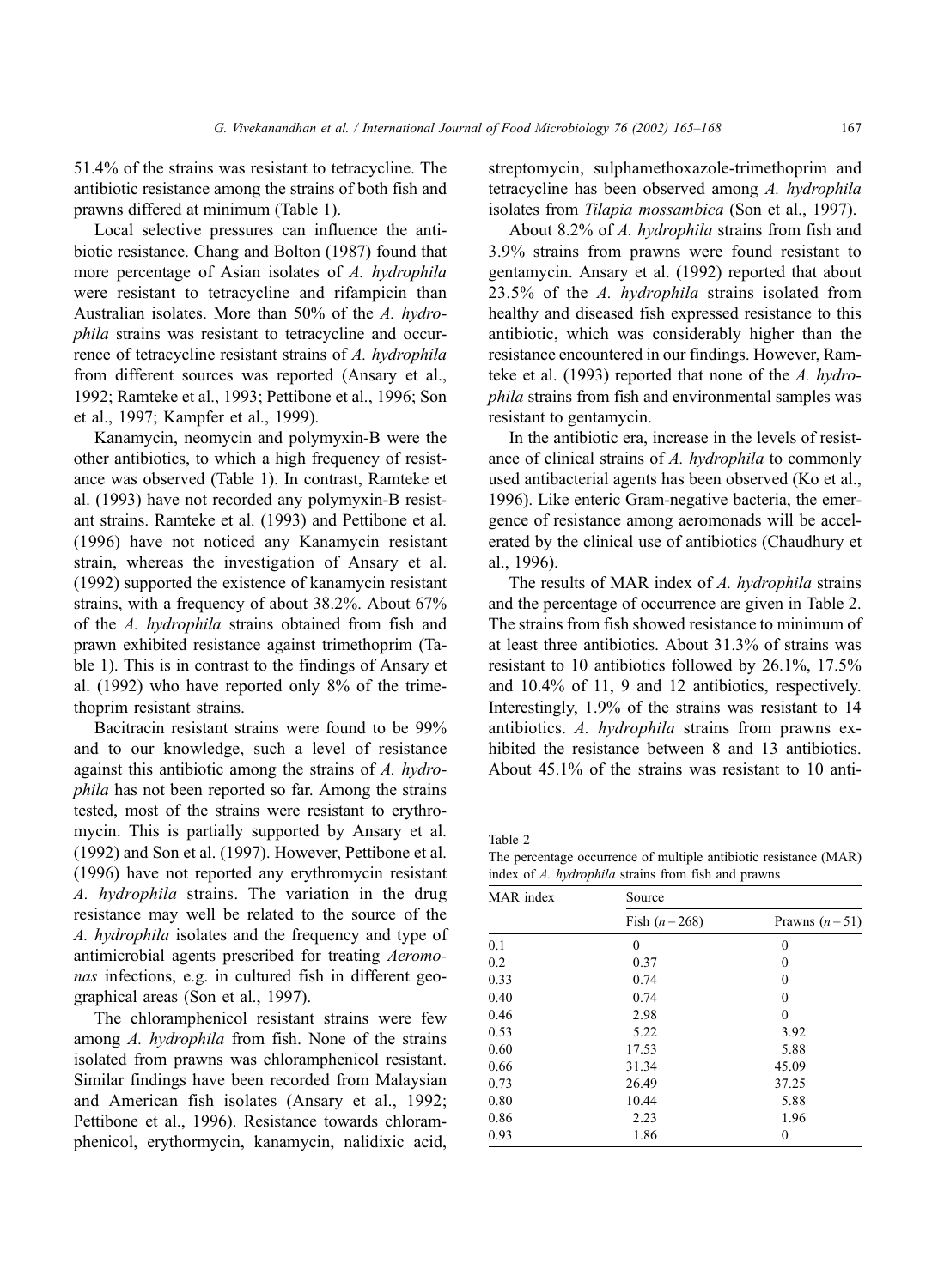51.4% of the strains was resistant to tetracycline. The antibiotic resistance among the strains of both fish and prawns differed at minimum (Table 1).

Local selective pressures can influence the antibiotic resistance. Chang and Bolton (1987) found that more percentage of Asian isolates of *A. hydrophila* were resistant to tetracycline and rifampicin than Australian isolates. More than 50% of the *A. hydrophila* strains was resistant to tetracycline and occurrence of tetracycline resistant strains of *A. hydrophila* from different sources was reported (Ansary et al., 1992; Ramteke et al., 1993; Pettibone et al., 1996; Son et al., 1997; Kampfer et al., 1999).

Kanamycin, neomycin and polymyxin-B were the other antibiotics, to which a high frequency of resistance was observed (Table 1). In contrast, Ramteke et al. (1993) have not recorded any polymyxin-B resistant strains. Ramteke et al. (1993) and Pettibone et al. (1996) have not noticed any Kanamycin resistant strain, whereas the investigation of Ansary et al. (1992) supported the existence of kanamycin resistant strains, with a frequency of about 38.2%. About 67% of the *A. hydrophila* strains obtained from fish and prawn exhibited resistance against trimethoprim (Table 1). This is in contrast to the findings of Ansary et al. (1992) who have reported only 8% of the trimethoprim resistant strains.

Bacitracin resistant strains were found to be 99% and to our knowledge, such a level of resistance against this antibiotic among the strains of *A. hydrophila* has not been reported so far. Among the strains tested, most of the strains were resistant to erythromycin. This is partially supported by Ansary et al. (1992) and Son et al. (1997). However, Pettibone et al. (1996) have not reported any erythromycin resistant *A. hydrophila* strains. The variation in the drug resistance may well be related to the source of the *A. hydrophila* isolates and the frequency and type of antimicrobial agents prescribed for treating *Aeromonas* infections, e.g. in cultured fish in different geographical areas (Son et al., 1997).

The chloramphenicol resistant strains were few among *A. hydrophila* from fish. None of the strains isolated from prawns was chloramphenicol resistant. Similar findings have been recorded from Malaysian and American fish isolates (Ansary et al., 1992; Pettibone et al., 1996). Resistance towards chloramphenicol, erythormycin, kanamycin, nalidixic acid, streptomycin, sulphamethoxazole-trimethoprim and tetracycline has been observed among *A. hydrophila* isolates from *Tilapia mossambica* (Son et al., 1997).

About 8.2% of *A. hydrophila* strains from fish and 3.9% strains from prawns were found resistant to gentamycin. Ansary et al. (1992) reported that about 23.5% of the *A. hydrophila* strains isolated from healthy and diseased fish expressed resistance to this antibiotic, which was considerably higher than the resistance encountered in our findings. However, Ramteke et al. (1993) reported that none of the *A. hydrophila* strains from fish and environmental samples was resistant to gentamycin.

In the antibiotic era, increase in the levels of resistance of clinical strains of *A. hydrophila* to commonly used antibacterial agents has been observed (Ko et al., 1996). Like enteric Gram-negative bacteria, the emergence of resistance among aeromonads will be accelerated by the clinical use of antibiotics (Chaudhury et al., 1996).

The results of MAR index of *A. hydrophila* strains and the percentage of occurrence are given in Table 2. The strains from fish showed resistance to minimum of at least three antibiotics. About 31.3% of strains was resistant to 10 antibiotics followed by 26.1%, 17.5% and 10.4% of 11, 9 and 12 antibiotics, respectively. Interestingly, 1.9% of the strains was resistant to 14 antibiotics. *A. hydrophila* strains from prawns exhibited the resistance between 8 and 13 antibiotics. About 45.1% of the strains was resistant to 10 anti-

Table 2
The percentage occurrence of multiple antibiotic resistance (MAR) index of *A. hydrophila* strains from fish and prawns

| MAR index | Source | |
|---|---|---|
| | Fish ($n = 268$) | Prawns ($n = 51$) |
| 0.1 | 0 | 0 |
| 0.2 | 0.37 | 0 |
| 0.33 | 0.74 | 0 |
| 0.40 | 0.74 | 0 |
| 0.46 | 2.98 | 0 |
| 0.53 | 5.22 | 3.92 |
| 0.60 | 17.53 | 5.88 |
| 0.66 | 31.34 | 45.09 |
| 0.73 | 26.49 | 37.25 |
| 0.80 | 10.44 | 5.88 |
| 0.86 | 2.23 | 1.96 |
| 0.93 | 1.86 | 0 |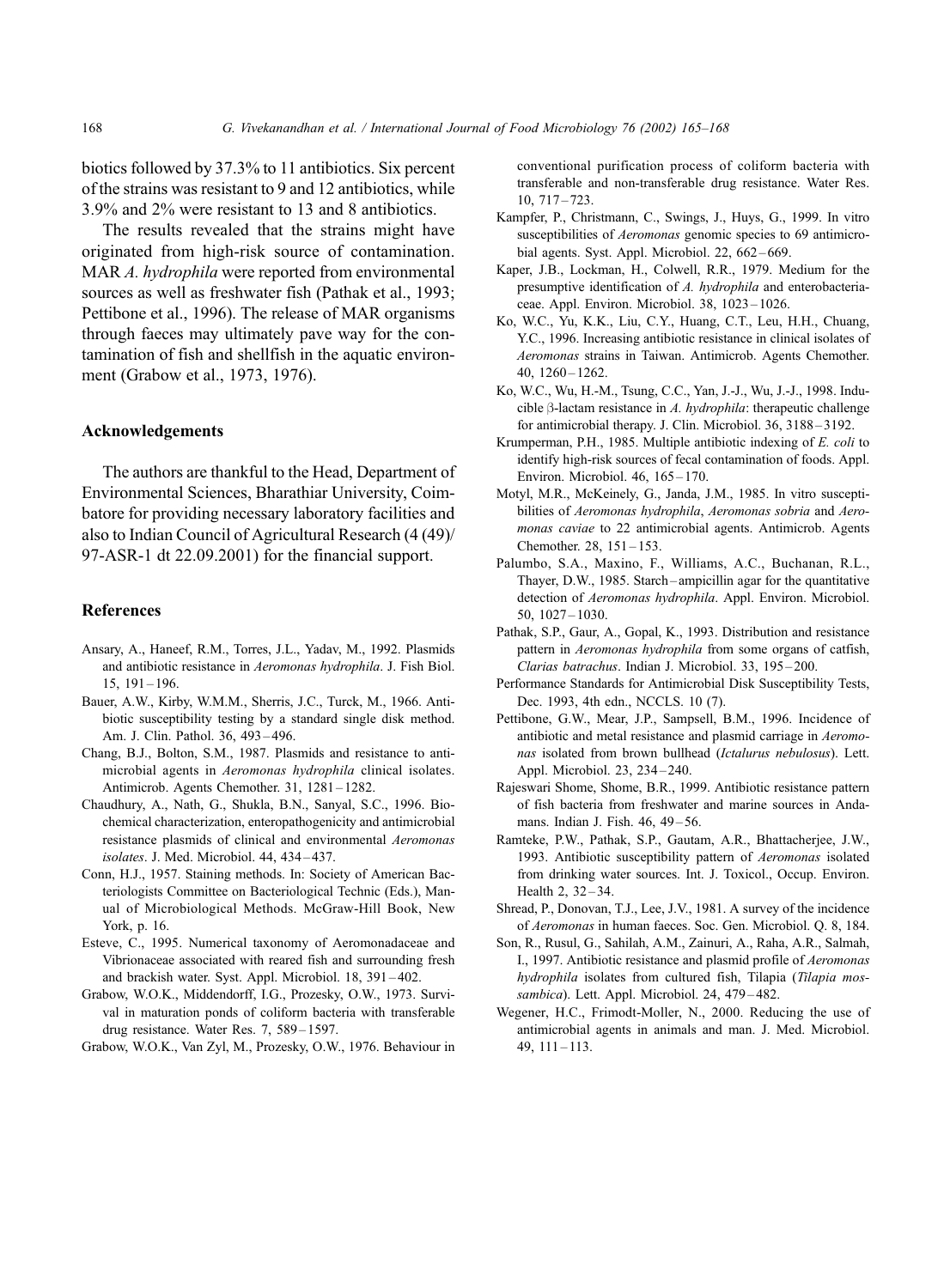biotics followed by 37.3% to 11 antibiotics. Six percent of the strains was resistant to 9 and 12 antibiotics, while 3.9% and 2% were resistant to 13 and 8 antibiotics.

The results revealed that the strains might have originated from high-risk source of contamination. MAR *A. hydrophila* were reported from environmental sources as well as freshwater fish (Pathak et al., 1993; Pettibone et al., 1996). The release of MAR organisms through faeces may ultimately pave way for the contamination of fish and shellfish in the aquatic environment (Grabow et al., 1973, 1976).

## Acknowledgements

The authors are thankful to the Head, Department of Environmental Sciences, Bharathiar University, Coimbatore for providing necessary laboratory facilities and also to Indian Council of Agricultural Research (4 (49)/97-ASR-1 dt 22.09.2001) for the financial support.

## References

Ansary, A., Haneef, R.M., Torres, J.L., Yadav, M., 1992. Plasmids and antibiotic resistance in *Aeromonas hydrophila*. J. Fish Biol. 15, 191–196.

Bauer, A.W., Kirby, W.M.M., Sherris, J.C., Turck, M., 1966. Antibiotic susceptibility testing by a standard single disk method. Am. J. Clin. Pathol. 36, 493–496.

Chang, B.J., Bolton, S.M., 1987. Plasmids and resistance to antimicrobial agents in *Aeromonas hydrophila* clinical isolates. Antimicrob. Agents Chemother. 31, 1281–1282.

Chaudhury, A., Nath, G., Shukla, B.N., Sanyal, S.C., 1996. Biochemical characterization, enteropathogenicity and antimicrobial resistance plasmids of clinical and environmental *Aeromonas isolates*. J. Med. Microbiol. 44, 434–437.

Conn, H.J., 1957. Staining methods. In: Society of American Bacteriologists Committee on Bacteriological Technic (Eds.), Manual of Microbiological Methods. McGraw-Hill Book, New York, p. 16.

Esteve, C., 1995. Numerical taxonomy of Aeromonadaceae and Vibrionaceae associated with reared fish and surrounding fresh and brackish water. Syst. Appl. Microbiol. 18, 391–402.

Grabow, W.O.K., Middendorff, I.G., Prozesky, O.W., 1973. Survival in maturation ponds of coliform bacteria with transferable drug resistance. Water Res. 7, 589–1597.

Grabow, W.O.K., Van Zyl, M., Prozesky, O.W., 1976. Behaviour in conventional purification process of coliform bacteria with transferable and non-transferable drug resistance. Water Res. 10, 717–723.

Kampfer, P., Christmann, C., Swings, J., Huys, G., 1999. In vitro susceptibilities of *Aeromonas* genomic species to 69 antimicrobial agents. Syst. Appl. Microbiol. 22, 662–669.

Kaper, J.B., Lockman, H., Colwell, R.R., 1979. Medium for the presumptive identification of *A. hydrophila* and enterobacteriaceae. Appl. Environ. Microbiol. 38, 1023–1026.

Ko, W.C., Yu, K.K., Liu, C.Y., Huang, C.T., Leu, H.H., Chuang, Y.C., 1996. Increasing antibiotic resistance in clinical isolates of *Aeromonas* strains in Taiwan. Antimicrob. Agents Chemother. 40, 1260–1262.

Ko, W.C., Wu, H.-M., Tsung, C.C., Yan, J.-J., Wu, J.-J., 1998. Inducible β-lactam resistance in *A. hydrophila*: therapeutic challenge for antimicrobial therapy. J. Clin. Microbiol. 36, 3188–3192.

Krumperman, P.H., 1985. Multiple antibiotic indexing of *E. coli* to identify high-risk sources of fecal contamination of foods. Appl. Environ. Microbiol. 46, 165–170.

Motyl, M.R., McKeinely, G., Janda, J.M., 1985. In vitro susceptibilities of *Aeromonas hydrophila*, *Aeromonas sobria* and *Aeromonas caviae* to 22 antimicrobial agents. Antimicrob. Agents Chemother. 28, 151–153.

Palumbo, S.A., Maxino, F., Williams, A.C., Buchanan, R.L., Thayer, D.W., 1985. Starch–ampicillin agar for the quantitative detection of *Aeromonas hydrophila*. Appl. Environ. Microbiol. 50, 1027–1030.

Pathak, S.P., Gaur, A., Gopal, K., 1993. Distribution and resistance pattern in *Aeromonas hydrophila* from some organs of catfish, *Clarias batrachus*. Indian J. Microbiol. 33, 195–200.

Performance Standards for Antimicrobial Disk Susceptibility Tests, Dec. 1993, 4th edn., NCCLS. 10 (7).

Pettibone, G.W., Mear, J.P., Sampsell, B.M., 1996. Incidence of antibiotic and metal resistance and plasmid carriage in *Aeromonas* isolated from brown bullhead (*Ictalurus nebulosus*). Lett. Appl. Microbiol. 23, 234–240.

Rajeswari Shome, Shome, B.R., 1999. Antibiotic resistance pattern of fish bacteria from freshwater and marine sources in Andamans. Indian J. Fish. 46, 49–56.

Ramteke, P.W., Pathak, S.P., Gautam, A.R., Bhattacherjee, J.W., 1993. Antibiotic susceptibility pattern of *Aeromonas* isolated from drinking water sources. Int. J. Toxicol., Occup. Environ. Health 2, 32–34.

Shread, P., Donovan, T.J., Lee, J.V., 1981. A survey of the incidence of *Aeromonas* in human faeces. Soc. Gen. Microbiol. Q. 8, 184.

Son, R., Rusul, G., Sahilah, A.M., Zainuri, A., Raha, A.R., Salmah, I., 1997. Antibiotic resistance and plasmid profile of *Aeromonas hydrophila* isolates from cultured fish, Tilapia (*Tilapia mossambica*). Lett. Appl. Microbiol. 24, 479–482.

Wegener, H.C., Frimodt-Moller, N., 2000. Reducing the use of antimicrobial agents in animals and man. J. Med. Microbiol. 49, 111–113.